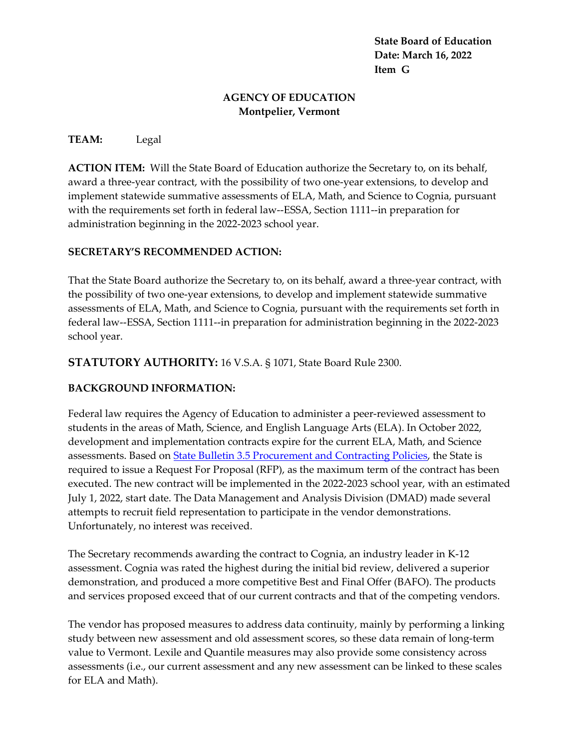**State Board of Education**
**Date: March 16, 2022**
**Item G**

**AGENCY OF EDUCATION**
**Montpelier, Vermont**

**TEAM:** Legal

**ACTION ITEM:** Will the State Board of Education authorize the Secretary to, on its behalf, award a three-year contract, with the possibility of two one-year extensions, to develop and implement statewide summative assessments of ELA, Math, and Science to Cognia, pursuant with the requirements set forth in federal law--ESSA, Section 1111--in preparation for administration beginning in the 2022-2023 school year.

**SECRETARY'S RECOMMENDED ACTION:**

That the State Board authorize the Secretary to, on its behalf, award a three-year contract, with the possibility of two one-year extensions, to develop and implement statewide summative assessments of ELA, Math, and Science to Cognia, pursuant with the requirements set forth in federal law--ESSA, Section 1111--in preparation for administration beginning in the 2022-2023 school year.

**STATUTORY AUTHORITY:** 16 V.S.A. § 1071, State Board Rule 2300.

**BACKGROUND INFORMATION:**

Federal law requires the Agency of Education to administer a peer-reviewed assessment to students in the areas of Math, Science, and English Language Arts (ELA). In October 2022, development and implementation contracts expire for the current ELA, Math, and Science assessments. Based on State Bulletin 3.5 Procurement and Contracting Policies, the State is required to issue a Request For Proposal (RFP), as the maximum term of the contract has been executed. The new contract will be implemented in the 2022-2023 school year, with an estimated July 1, 2022, start date. The Data Management and Analysis Division (DMAD) made several attempts to recruit field representation to participate in the vendor demonstrations. Unfortunately, no interest was received.

The Secretary recommends awarding the contract to Cognia, an industry leader in K-12 assessment. Cognia was rated the highest during the initial bid review, delivered a superior demonstration, and produced a more competitive Best and Final Offer (BAFO). The products and services proposed exceed that of our current contracts and that of the competing vendors.

The vendor has proposed measures to address data continuity, mainly by performing a linking study between new assessment and old assessment scores, so these data remain of long-term value to Vermont. Lexile and Quantile measures may also provide some consistency across assessments (i.e., our current assessment and any new assessment can be linked to these scales for ELA and Math).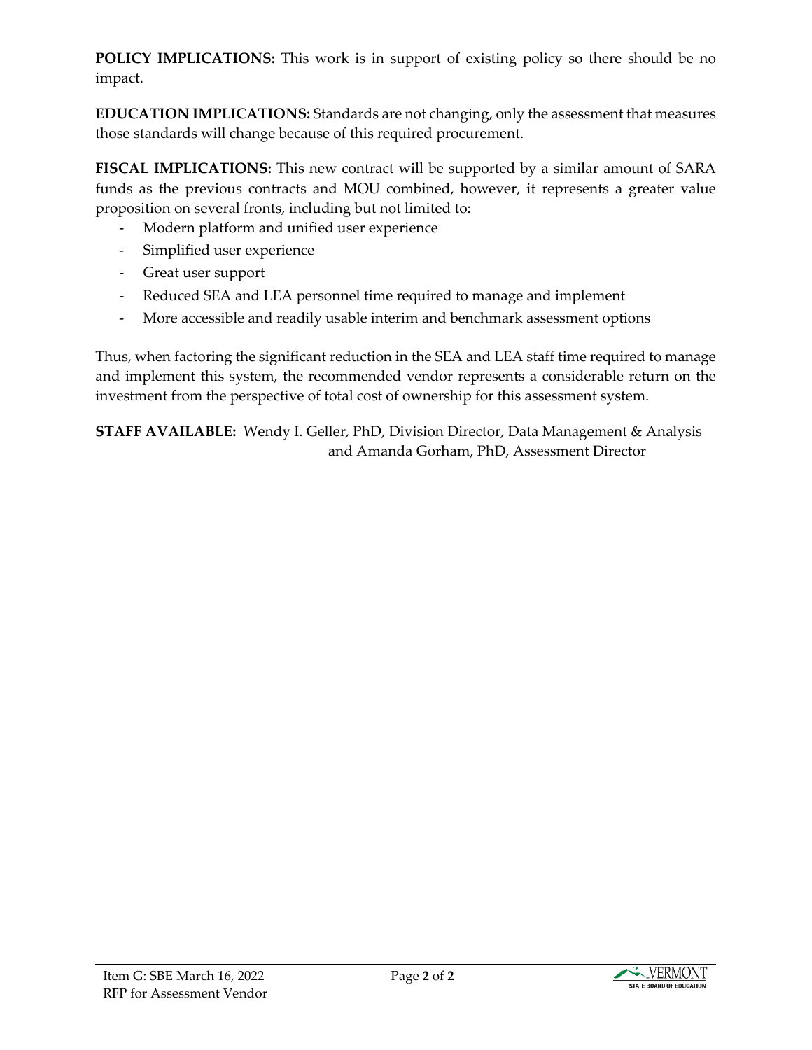**POLICY IMPLICATIONS:** This work is in support of existing policy so there should be no impact.

**EDUCATION IMPLICATIONS:** Standards are not changing, only the assessment that measures those standards will change because of this required procurement.

**FISCAL IMPLICATIONS:** This new contract will be supported by a similar amount of SARA funds as the previous contracts and MOU combined, however, it represents a greater value proposition on several fronts, including but not limited to:

- Modern platform and unified user experience
- Simplified user experience
- Great user support
- Reduced SEA and LEA personnel time required to manage and implement
- More accessible and readily usable interim and benchmark assessment options

Thus, when factoring the significant reduction in the SEA and LEA staff time required to manage and implement this system, the recommended vendor represents a considerable return on the investment from the perspective of total cost of ownership for this assessment system.

**STAFF AVAILABLE:** Wendy I. Geller, PhD, Division Director, Data Management & Analysis and Amanda Gorham, PhD, Assessment Director